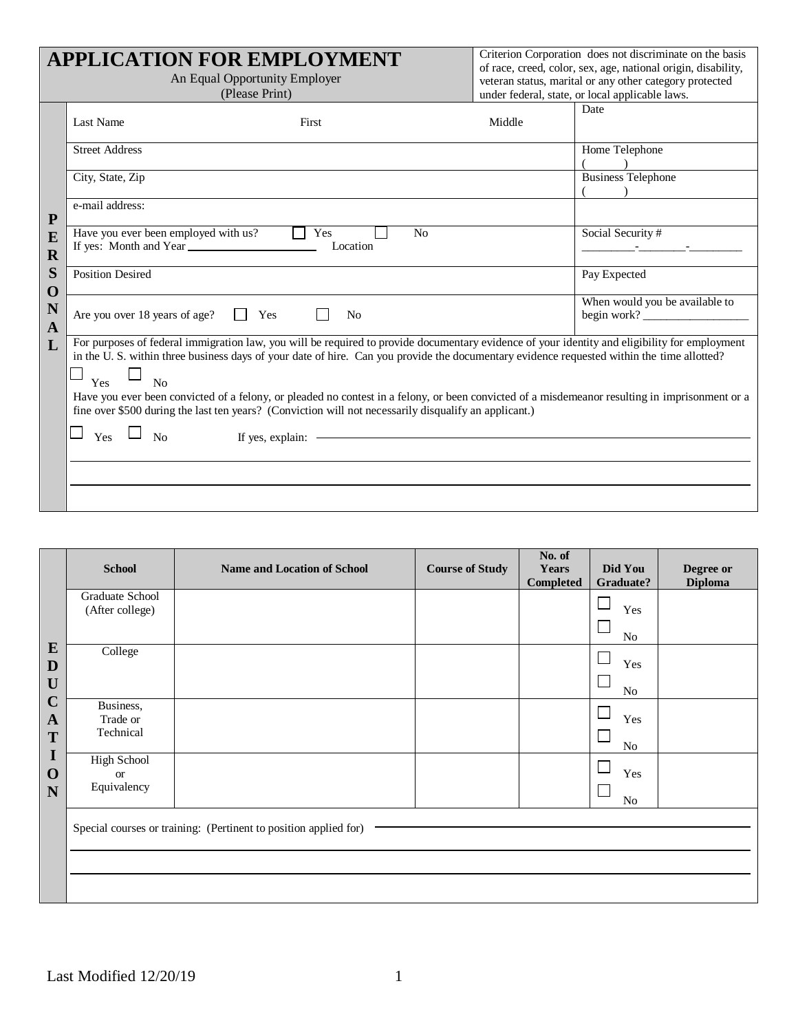# APPLICATION FOR EMPLOYMENT

An Equal Opportunity Employer
(Please Print)

Criterion Corporation does not discriminate on the basis of race, creed, color, sex, age, national origin, disability, veteran status, marital or any other category protected under federal, state, or local applicable laws.

## PERSONAL

| | |
|---|---|
| Last Name &nbsp;&nbsp;&nbsp;&nbsp; First &nbsp;&nbsp;&nbsp;&nbsp; Middle | Date |
| Street Address | Home Telephone ( ) |
| City, State, Zip | Business Telephone ( ) |
| e-mail address: | |
| Have you ever been employed with us? ☐ Yes ☐ No<br>If yes: Month and Year ______ Location | Social Security # \_\_\_\_\_-\_\_\_\_\_-\_\_\_\_\_ |
| Position Desired | Pay Expected |
| Are you over 18 years of age? ☐ Yes ☐ No | When would you be available to begin work? ________ |

For purposes of federal immigration law, you will be required to provide documentary evidence of your identity and eligibility for employment in the U. S. within three business days of your date of hire. Can you provide the documentary evidence requested within the time allotted?

☐ Yes ☐ No

Have you ever been convicted of a felony, or pleaded no contest in a felony, or been convicted of a misdemeanor resulting in imprisonment or a fine over $500 during the last ten years? (Conviction will not necessarily disqualify an applicant.)

☐ Yes ☐ No If yes, explain: ________________________________________

________________________________________

________________________________________

## EDUCATION

| School | Name and Location of School | Course of Study | No. of Years Completed | Did You Graduate? | Degree or Diploma |
|---|---|---|---|---|---|
| Graduate School (After college) | | | | ☐ Yes ☐ No | |
| College | | | | ☐ Yes ☐ No | |
| Business, Trade or Technical | | | | ☐ Yes ☐ No | |
| High School or Equivalency | | | | ☐ Yes ☐ No | |

Special courses or training: (Pertinent to position applied for) ________________________________________

________________________________________

________________________________________

Last Modified 12/20/19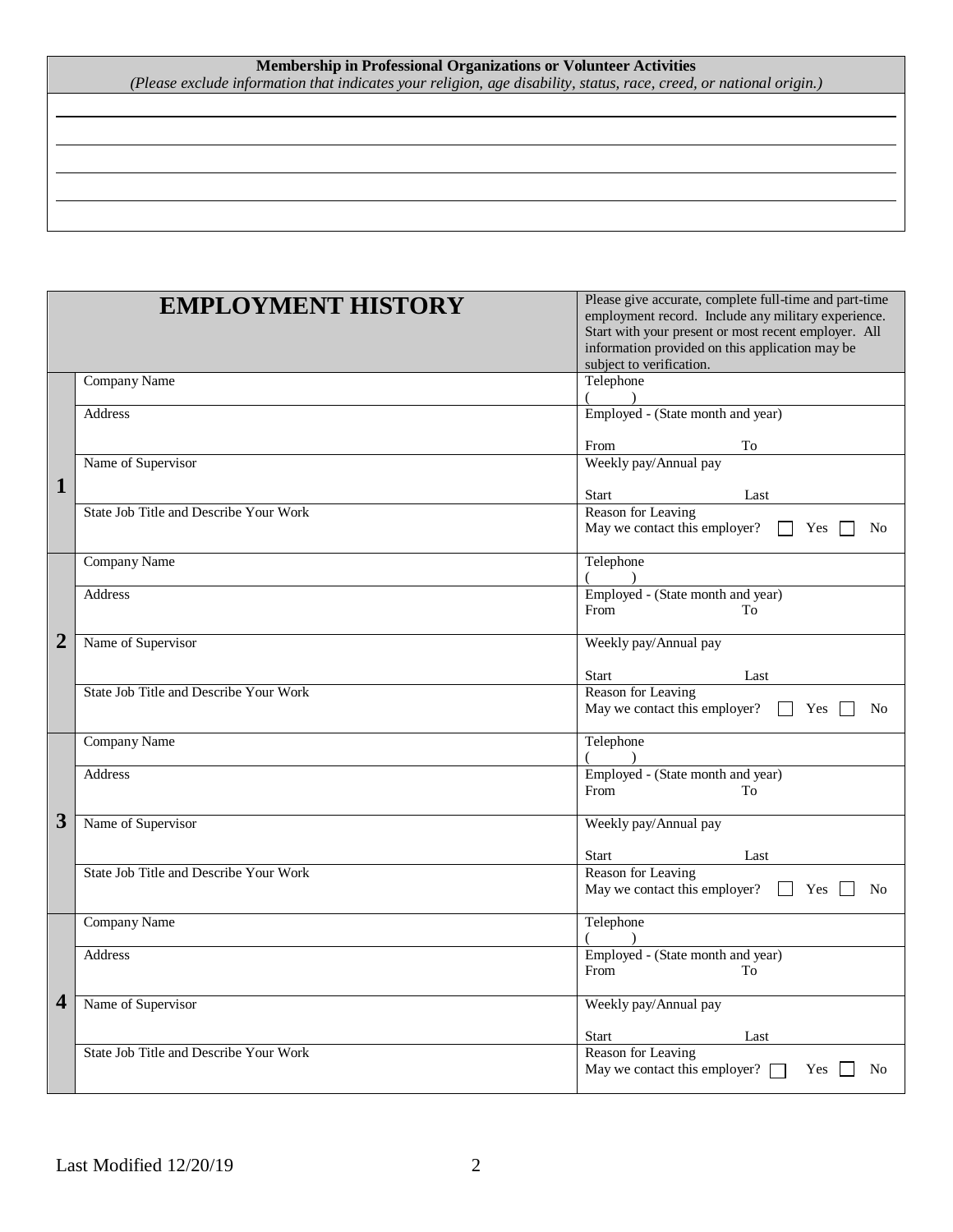**Membership in Professional Organizations or Volunteer Activities**

*(Please exclude information that indicates your religion, age disability, status, race, creed, or national origin.)*

| EMPLOYMENT HISTORY | | Please give accurate, complete full-time and part-time employment record. Include any military experience. Start with your present or most recent employer. All information provided on this application may be subject to verification. |
|---|---|---|
| **1** | Company Name | Telephone ( ) |
| | Address | Employed - (State month and year) From To |
| | Name of Supervisor | Weekly pay/Annual pay Start Last |
| | State Job Title and Describe Your Work | Reason for Leaving May we contact this employer? ☐ Yes ☐ No |
| **2** | Company Name | Telephone ( ) |
| | Address | Employed - (State month and year) From To |
| | Name of Supervisor | Weekly pay/Annual pay Start Last |
| | State Job Title and Describe Your Work | Reason for Leaving May we contact this employer? ☐ Yes ☐ No |
| **3** | Company Name | Telephone ( ) |
| | Address | Employed - (State month and year) From To |
| | Name of Supervisor | Weekly pay/Annual pay Start Last |
| | State Job Title and Describe Your Work | Reason for Leaving May we contact this employer? ☐ Yes ☐ No |
| **4** | Company Name | Telephone ( ) |
| | Address | Employed - (State month and year) From To |
| | Name of Supervisor | Weekly pay/Annual pay Start Last |
| | State Job Title and Describe Your Work | Reason for Leaving May we contact this employer? ☐ Yes ☐ No |

Last Modified 12/20/19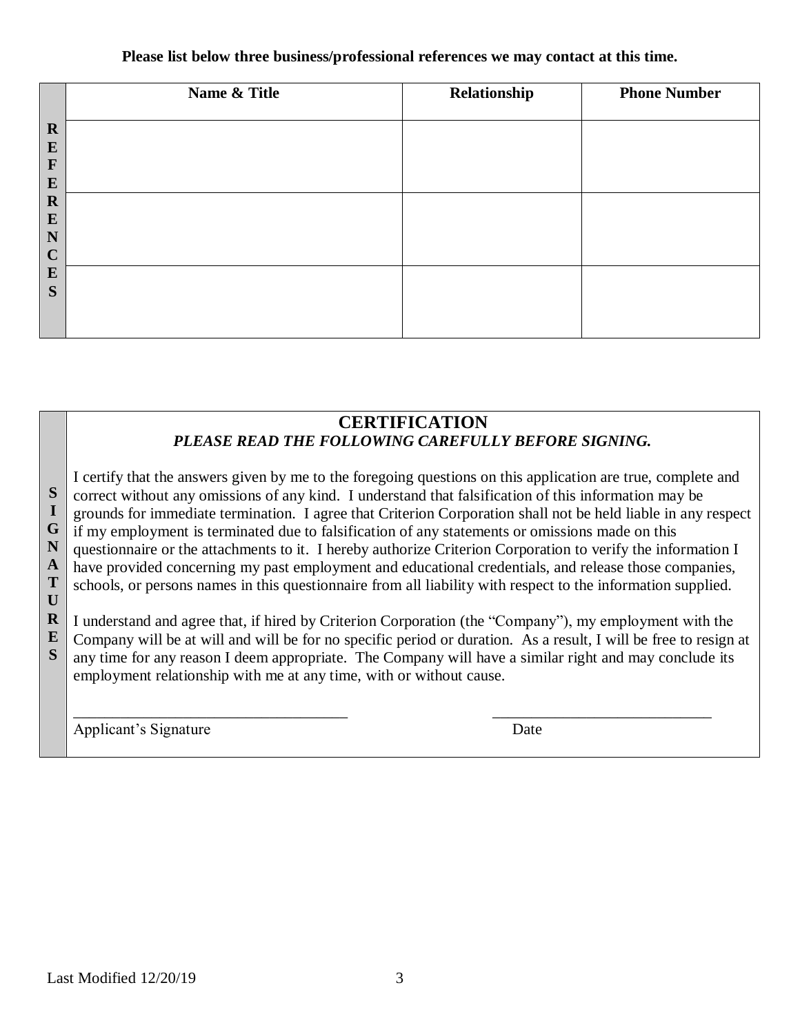**Please list below three business/professional references we may contact at this time.**

| REFERENCES | Name & Title | Relationship | Phone Number |
|---|---|---|---|
| | | | |
| | | | |
| | | | |

**SIGNATURES**

## CERTIFICATION

***PLEASE READ THE FOLLOWING CAREFULLY BEFORE SIGNING.***

I certify that the answers given by me to the foregoing questions on this application are true, complete and correct without any omissions of any kind. I understand that falsification of this information may be grounds for immediate termination. I agree that Criterion Corporation shall not be held liable in any respect if my employment is terminated due to falsification of any statements or omissions made on this questionnaire or the attachments to it. I hereby authorize Criterion Corporation to verify the information I have provided concerning my past employment and educational credentials, and release those companies, schools, or persons names in this questionnaire from all liability with respect to the information supplied.

I understand and agree that, if hired by Criterion Corporation (the "Company"), my employment with the Company will be at will and will be for no specific period or duration. As a result, I will be free to resign at any time for any reason I deem appropriate. The Company will have a similar right and may conclude its employment relationship with me at any time, with or without cause.

____________________________________ ____________________________

Applicant's Signature Date

Last Modified 12/20/19